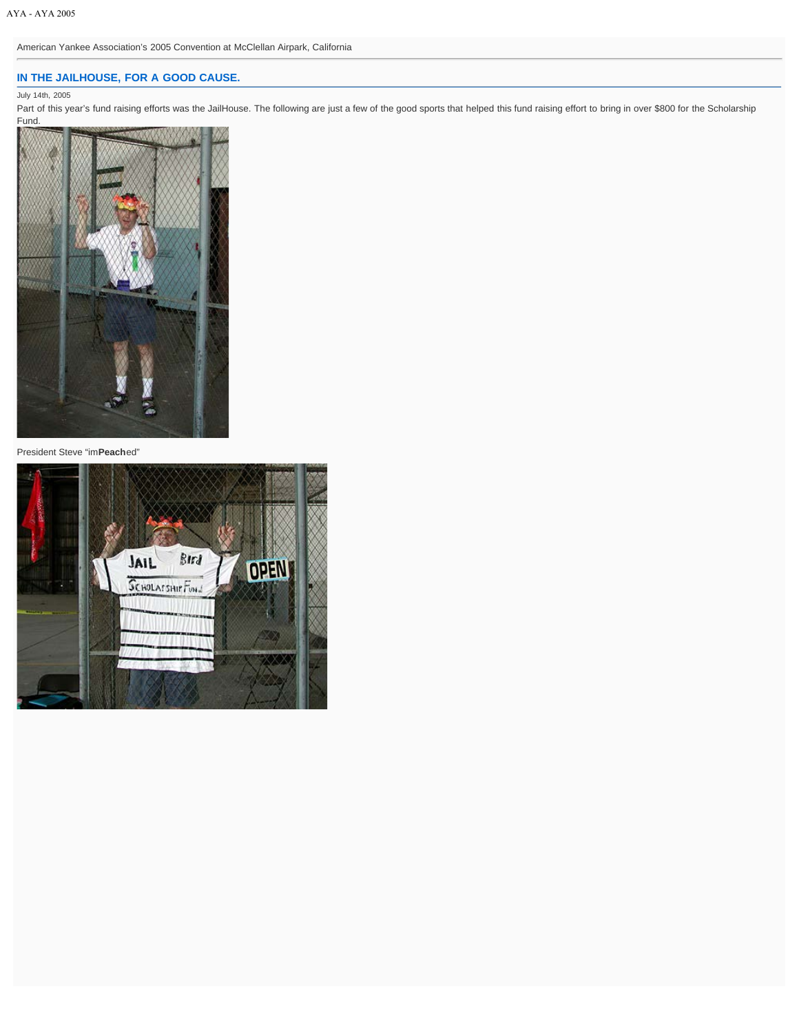American Yankee Association's 2005 Convention at McClellan Airpark, California

## IN THE JAILHOUSE, FOR A GOOD CAUSE.

July 14th, 2005

Part of this year's fund raising efforts was the JailHouse. The following are just a few of the good sports that helped this fund raising effort to bring in over $800 for the Scholarship Fund.

President Steve "im**Peach**ed"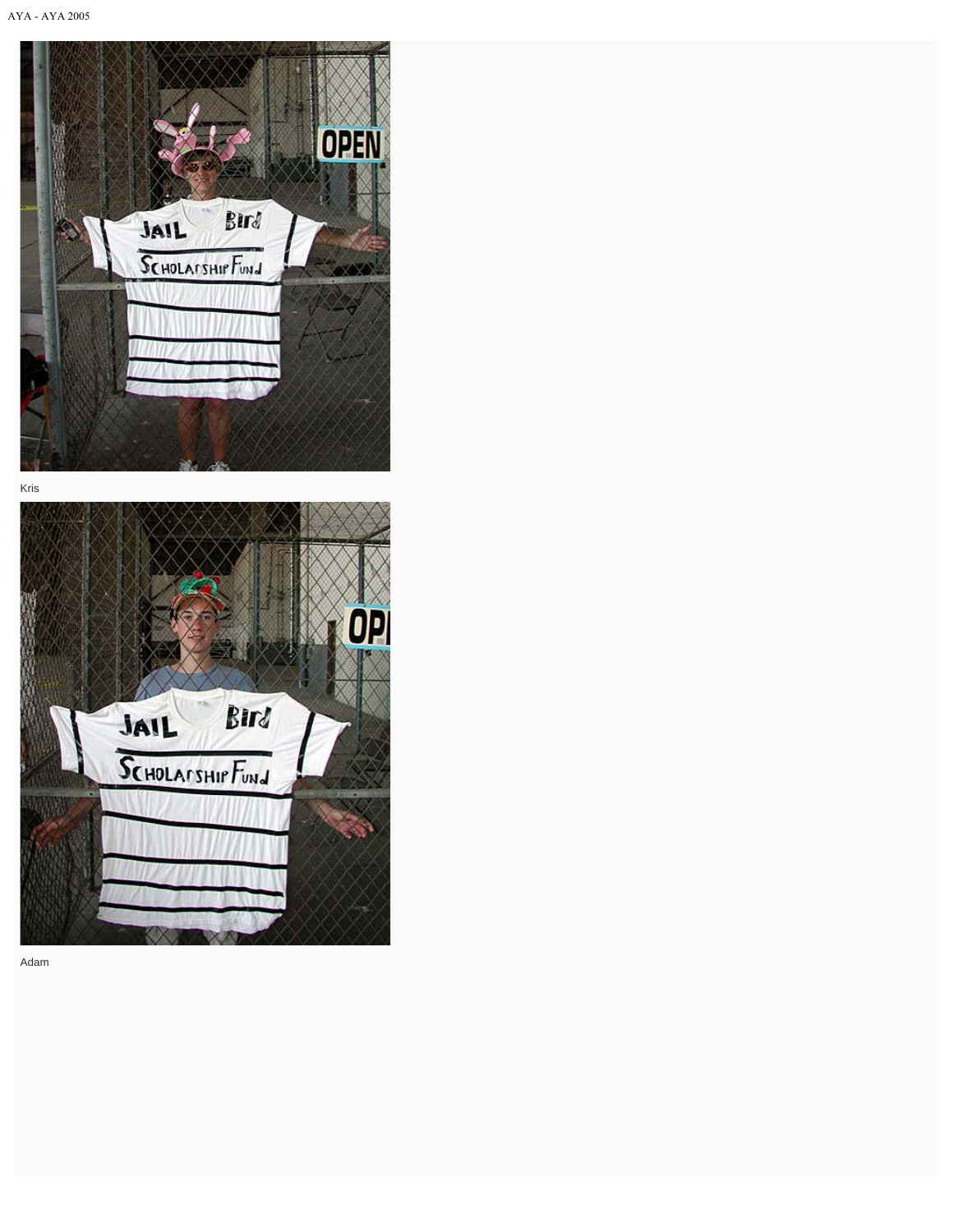Kris

Adam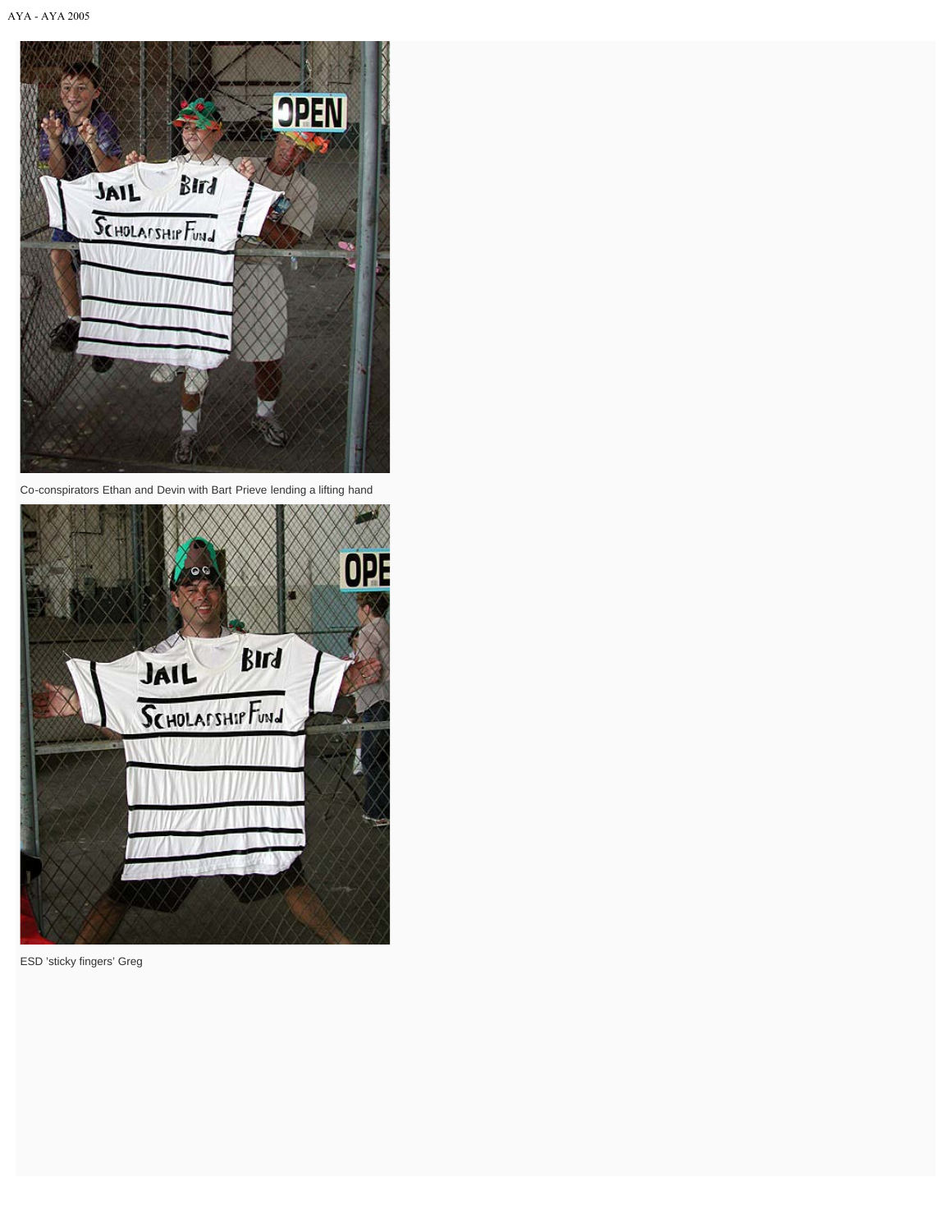Co-conspirators Ethan and Devin with Bart Prieve lending a lifting hand

ESD 'sticky fingers' Greg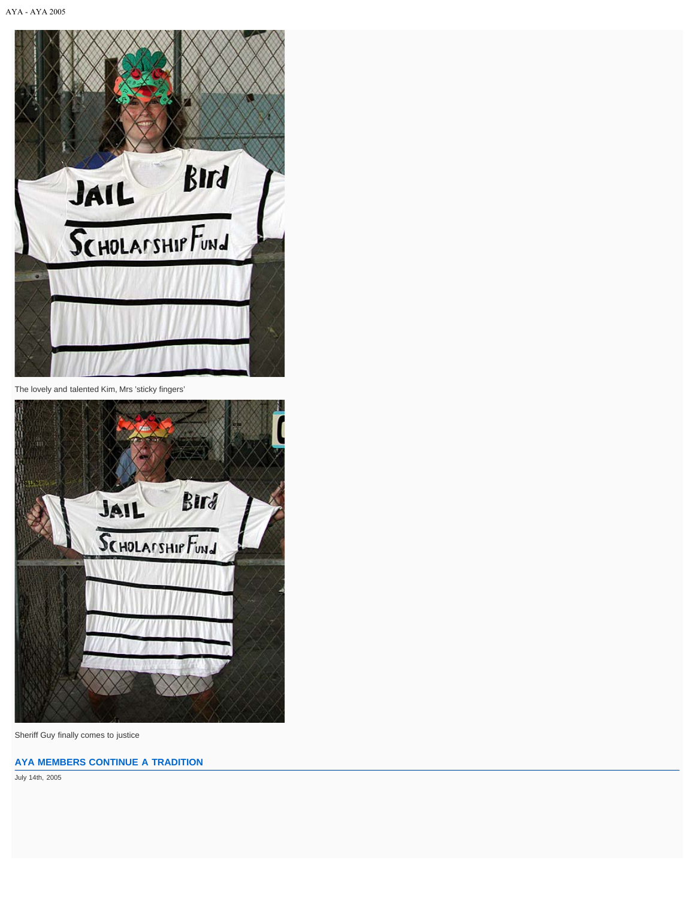The lovely and talented Kim, Mrs 'sticky fingers'

Sheriff Guy finally comes to justice

## AYA MEMBERS CONTINUE A TRADITION

July 14th, 2005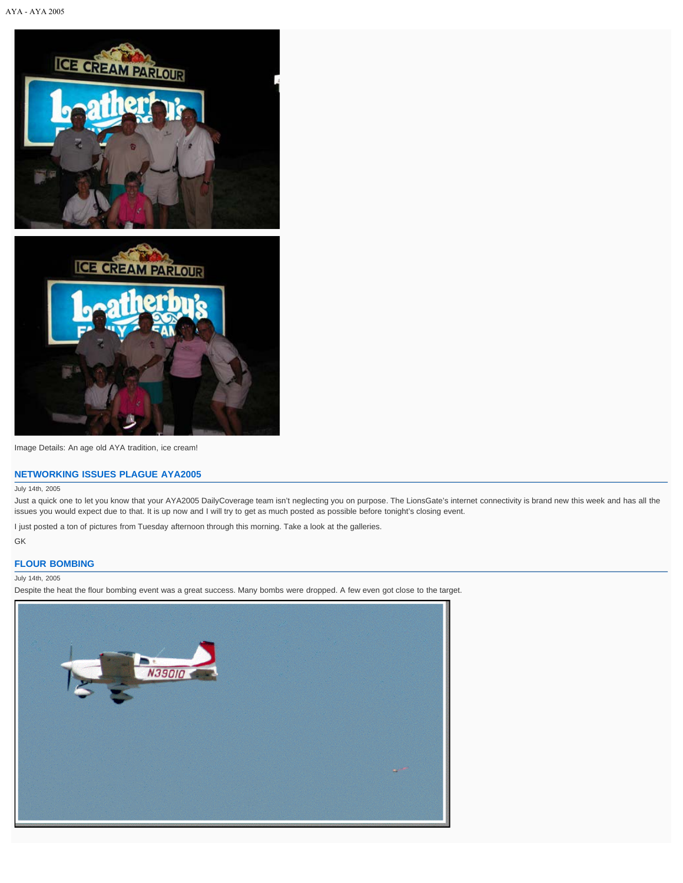Image Details: An age old AYA tradition, ice cream!

## NETWORKING ISSUES PLAGUE AYA2005

July 14th, 2005

Just a quick one to let you know that your AYA2005 DailyCoverage team isn't neglecting you on purpose. The LionsGate's internet connectivity is brand new this week and has all the issues you would expect due to that. It is up now and I will try to get as much posted as possible before tonight's closing event.

I just posted a ton of pictures from Tuesday afternoon through this morning. Take a look at the galleries.

GK

## FLOUR BOMBING

July 14th, 2005

Despite the heat the flour bombing event was a great success. Many bombs were dropped. A few even got close to the target.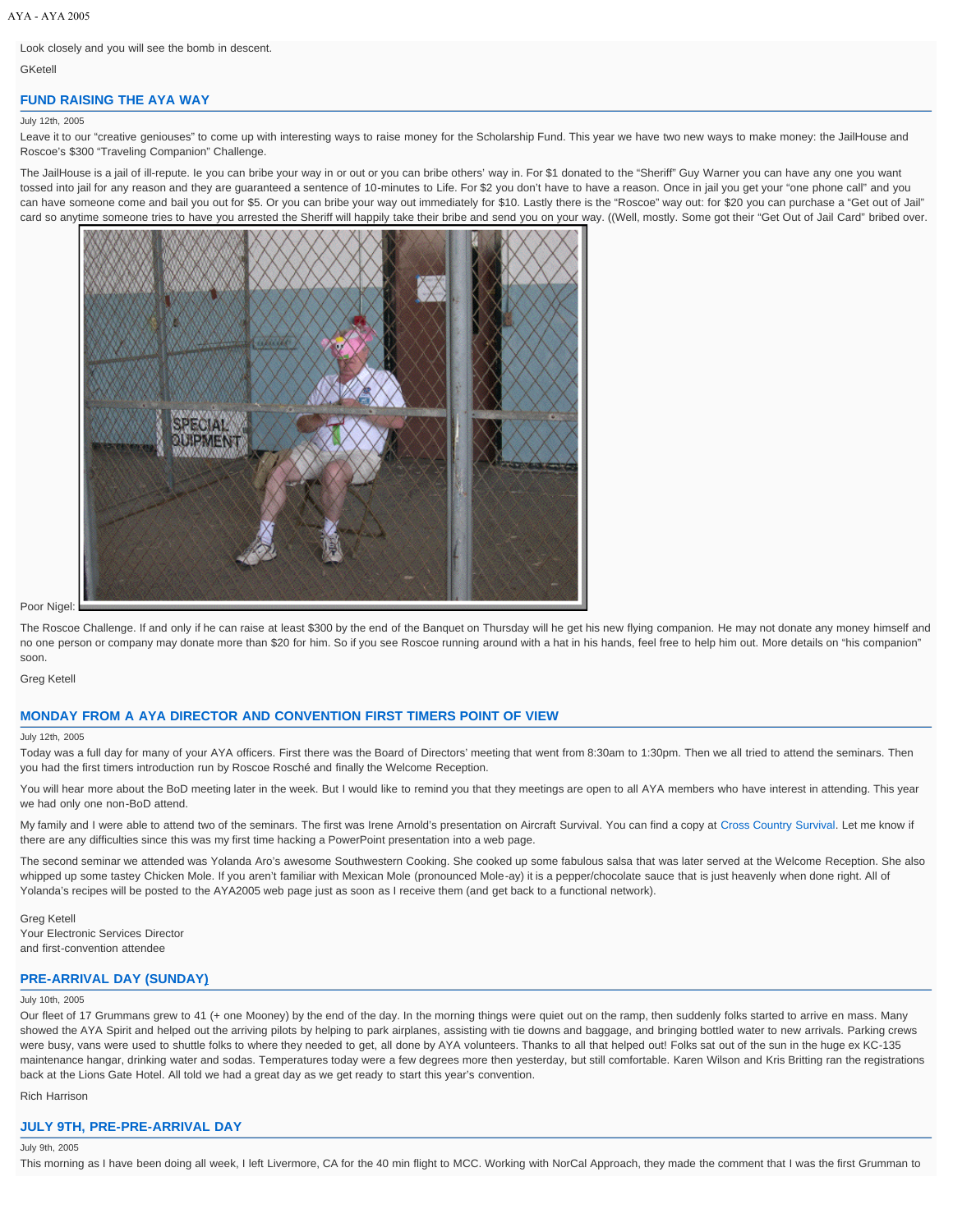Look closely and you will see the bomb in descent.

GKetell

## FUND RAISING THE AYA WAY

July 12th, 2005

Leave it to our "creative geniouses" to come up with interesting ways to raise money for the Scholarship Fund. This year we have two new ways to make money: the JailHouse and Roscoe's $300 "Traveling Companion" Challenge.

The JailHouse is a jail of ill-repute. Ie you can bribe your way in or out or you can bribe others' way in. For $1 donated to the "Sheriff" Guy Warner you can have any one you want tossed into jail for any reason and they are guaranteed a sentence of 10-minutes to Life. For $2 you don't have to have a reason. Once in jail you get your "one phone call" and you can have someone come and bail you out for $5. Or you can bribe your way out immediately for $10. Lastly there is the "Roscoe" way out: for $20 you can purchase a "Get out of Jail" card so anytime someone tries to have you arrested the Sheriff will happily take their bribe and send you on your way. ((Well, mostly. Some got their "Get Out of Jail Card" bribed over.

Poor Nigel:

The Roscoe Challenge. If and only if he can raise at least $300 by the end of the Banquet on Thursday will he get his new flying companion. He may not donate any money himself and no one person or company may donate more than $20 for him. So if you see Roscoe running around with a hat in his hands, feel free to help him out. More details on "his companion" soon.

Greg Ketell

## MONDAY FROM A AYA DIRECTOR AND CONVENTION FIRST TIMERS POINT OF VIEW

July 12th, 2005

Today was a full day for many of your AYA officers. First there was the Board of Directors' meeting that went from 8:30am to 1:30pm. Then we all tried to attend the seminars. Then you had the first timers introduction run by Roscoe Rosché and finally the Welcome Reception.

You will hear more about the BoD meeting later in the week. But I would like to remind you that they meetings are open to all AYA members who have interest in attending. This year we had only one non-BoD attend.

My family and I were able to attend two of the seminars. The first was Irene Arnold's presentation on Aircraft Survival. You can find a copy at Cross Country Survival. Let me know if there are any difficulties since this was my first time hacking a PowerPoint presentation into a web page.

The second seminar we attended was Yolanda Aro's awesome Southwestern Cooking. She cooked up some fabulous salsa that was later served at the Welcome Reception. She also whipped up some tastey Chicken Mole. If you aren't familiar with Mexican Mole (pronounced Mole-ay) it is a pepper/chocolate sauce that is just heavenly when done right. All of Yolanda's recipes will be posted to the AYA2005 web page just as soon as I receive them (and get back to a functional network).

Greg Ketell
Your Electronic Services Director
and first-convention attendee

## PRE-ARRIVAL DAY (SUNDAY)

July 10th, 2005

Our fleet of 17 Grummans grew to 41 (+ one Mooney) by the end of the day. In the morning things were quiet out on the ramp, then suddenly folks started to arrive en mass. Many showed the AYA Spirit and helped out the arriving pilots by helping to park airplanes, assisting with tie downs and baggage, and bringing bottled water to new arrivals. Parking crews were busy, vans were used to shuttle folks to where they needed to get, all done by AYA volunteers. Thanks to all that helped out! Folks sat out of the sun in the huge ex KC-135 maintenance hangar, drinking water and sodas. Temperatures today were a few degrees more then yesterday, but still comfortable. Karen Wilson and Kris Britting ran the registrations back at the Lions Gate Hotel. All told we had a great day as we get ready to start this year's convention.

Rich Harrison

## JULY 9TH, PRE-PRE-ARRIVAL DAY

July 9th, 2005

This morning as I have been doing all week, I left Livermore, CA for the 40 min flight to MCC. Working with NorCal Approach, they made the comment that I was the first Grumman to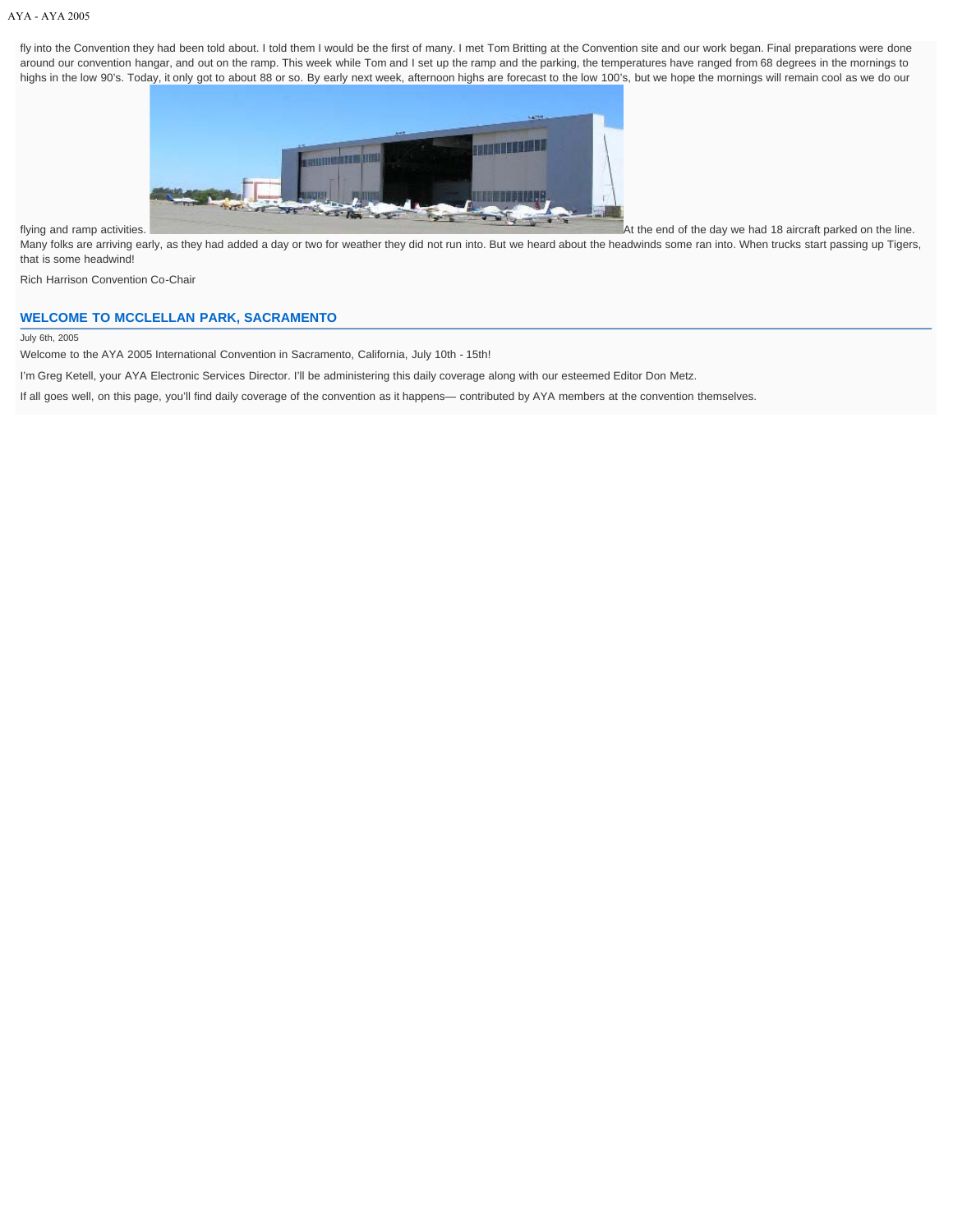fly into the Convention they had been told about. I told them I would be the first of many. I met Tom Britting at the Convention site and our work began. Final preparations were done around our convention hangar, and out on the ramp. This week while Tom and I set up the ramp and the parking, the temperatures have ranged from 68 degrees in the mornings to highs in the low 90's. Today, it only got to about 88 or so. By early next week, afternoon highs are forecast to the low 100's, but we hope the mornings will remain cool as we do our flying and ramp activities. At the end of the day we had 18 aircraft parked on the line. Many folks are arriving early, as they had added a day or two for weather they did not run into. But we heard about the headwinds some ran into. When trucks start passing up Tigers, that is some headwind!

Rich Harrison Convention Co-Chair

## WELCOME TO MCCLELLAN PARK, SACRAMENTO

July 6th, 2005

Welcome to the AYA 2005 International Convention in Sacramento, California, July 10th - 15th!

I'm Greg Ketell, your AYA Electronic Services Director. I'll be administering this daily coverage along with our esteemed Editor Don Metz.

If all goes well, on this page, you'll find daily coverage of the convention as it happens— contributed by AYA members at the convention themselves.